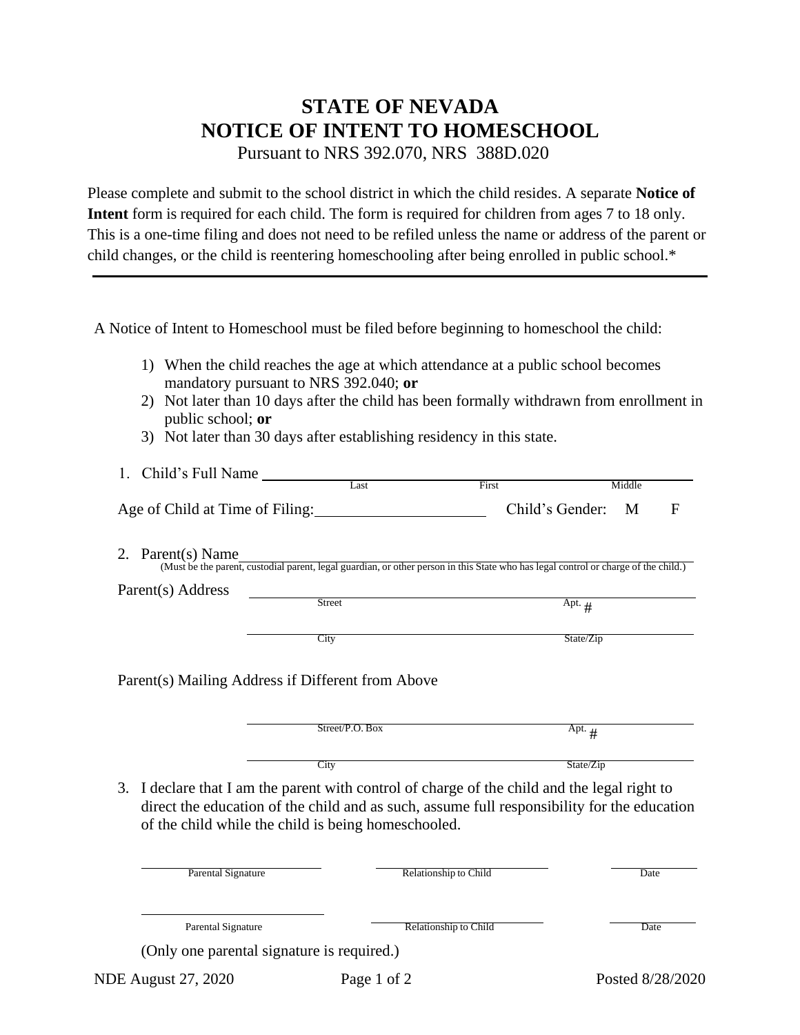# STATE OF NEVADA
# NOTICE OF INTENT TO HOMESCHOOL

Pursuant to NRS 392.070, NRS 388D.020

Please complete and submit to the school district in which the child resides. A separate **Notice of Intent** form is required for each child. The form is required for children from ages 7 to 18 only. This is a one-time filing and does not need to be refiled unless the name or address of the parent or child changes, or the child is reentering homeschooling after being enrolled in public school.*

---

A Notice of Intent to Homeschool must be filed before beginning to homeschool the child:

1) When the child reaches the age at which attendance at a public school becomes mandatory pursuant to NRS 392.040; **or**
2) Not later than 10 days after the child has been formally withdrawn from enrollment in public school; **or**
3) Not later than 30 days after establishing residency in this state.

1. Child's Full Name ____________________________________________
   Last                    First                    Middle

   Age of Child at Time of Filing: ____________________    Child's Gender: M    F

2. Parent(s) Name ____________________________________________
   (Must be the parent, custodial parent, legal guardian, or other person in this State who has legal control or charge of the child.)

   Parent(s) Address ____________________________________________
   Street                    Apt. #

   ____________________________________________
   City                    State/Zip

   Parent(s) Mailing Address if Different from Above

   ____________________________________________
   Street/P.O. Box                    Apt. #

   ____________________________________________
   City                    State/Zip

3. I declare that I am the parent with control of charge of the child and the legal right to direct the education of the child and as such, assume full responsibility for the education of the child while the child is being homeschooled.

| Parental Signature | Relationship to Child | Date |
|---|---|---|
| ____________________ | ____________________ | __________ |
| Parental Signature | Relationship to Child | Date |
| ____________________ | ____________________ | __________ |

(Only one parental signature is required.)

NDE August 27, 2020                    Posted 8/28/2020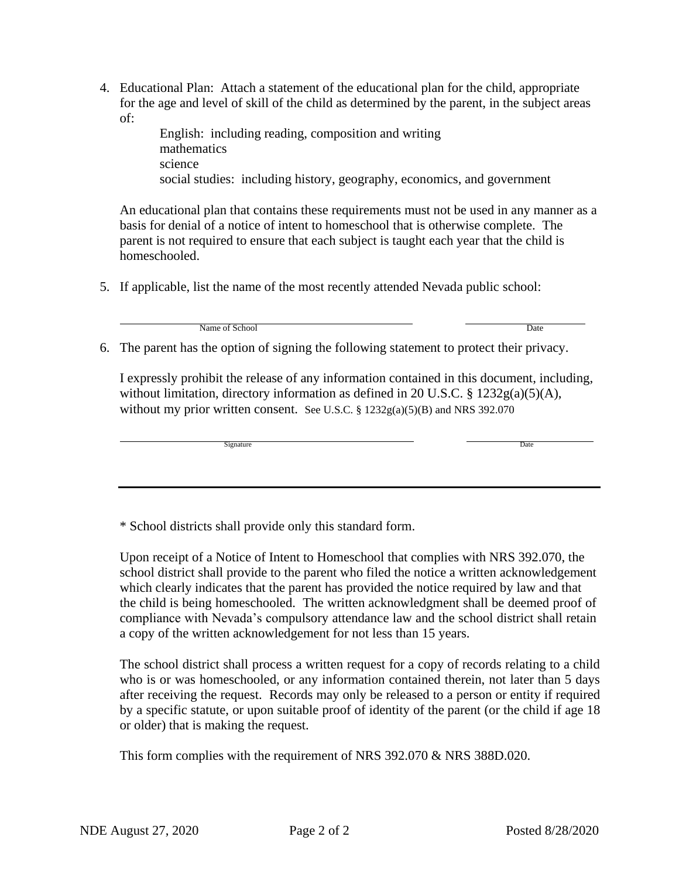4. Educational Plan: Attach a statement of the educational plan for the child, appropriate for the age and level of skill of the child as determined by the parent, in the subject areas of:

   English: including reading, composition and writing
   mathematics
   science
   social studies: including history, geography, economics, and government

   An educational plan that contains these requirements must not be used in any manner as a basis for denial of a notice of intent to homeschool that is otherwise complete. The parent is not required to ensure that each subject is taught each year that the child is homeschooled.

5. If applicable, list the name of the most recently attended Nevada public school:

   ______________________________________ ________________
   Name of School Date

6. The parent has the option of signing the following statement to protect their privacy.

   I expressly prohibit the release of any information contained in this document, including, without limitation, directory information as defined in 20 U.S.C. § 1232g(a)(5)(A), without my prior written consent. See U.S.C. § 1232g(a)(5)(B) and NRS 392.070

   ______________________________________ ________________
   Signature Date

---

* School districts shall provide only this standard form.

Upon receipt of a Notice of Intent to Homeschool that complies with NRS 392.070, the school district shall provide to the parent who filed the notice a written acknowledgement which clearly indicates that the parent has provided the notice required by law and that the child is being homeschooled. The written acknowledgment shall be deemed proof of compliance with Nevada's compulsory attendance law and the school district shall retain a copy of the written acknowledgement for not less than 15 years.

The school district shall process a written request for a copy of records relating to a child who is or was homeschooled, or any information contained therein, not later than 5 days after receiving the request. Records may only be released to a person or entity if required by a specific statute, or upon suitable proof of identity of the parent (or the child if age 18 or older) that is making the request.

This form complies with the requirement of NRS 392.070 & NRS 388D.020.

NDE August 27, 2020 Posted 8/28/2020